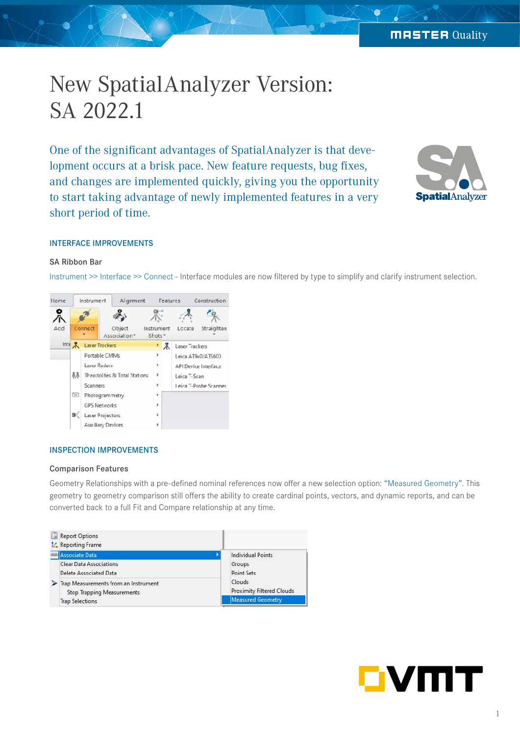# New SpatialAnalyzer Version: SA 2022.1

One of the significant advantages of SpatialAnalyzer is that development occurs at a brisk pace. New feature requests, bug fixes, and changes are implemented quickly, giving you the opportunity to start taking advantage of newly implemented features in a very short period of time.

## INTERFACE IMPROVEMENTS

### SA Ribbon Bar

Instrument >> Interface >> Connect - Interface modules are now filtered by type to simplify and clarify instrument selection.

## INSPECTION IMPROVEMENTS

### Comparison Features

Geometry Relationships with a pre-defined nominal references now offer a new selection option: "Measured Geometry". This geometry to geometry comparison still offers the ability to create cardinal points, vectors, and dynamic reports, and can be converted back to a full Fit and Compare relationship at any time.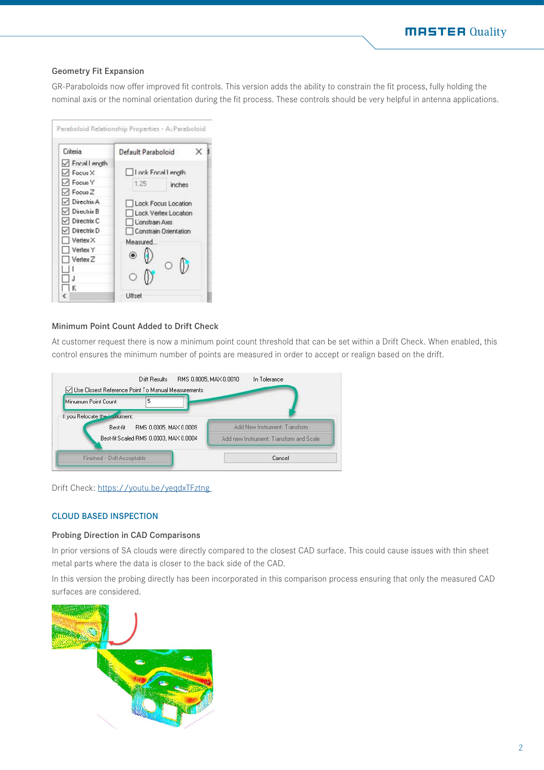### Geometry Fit Expansion

GR-Paraboloids now offer improved fit controls. This version adds the ability to constrain the fit process, fully holding the nominal axis or the nominal orientation during the fit process. These controls should be very helpful in antenna applications.

### Minimum Point Count Added to Drift Check

At customer request there is now a minimum point count threshold that can be set within a Drift Check. When enabled, this control ensures the minimum number of points are measured in order to accept or realign based on the drift.

Drift Check: https://youtu.be/yeqdxTFztng

## CLOUD BASED INSPECTION

### Probing Direction in CAD Comparisons

In prior versions of SA clouds were directly compared to the closest CAD surface. This could cause issues with thin sheet metal parts where the data is closer to the back side of the CAD.

In this version the probing directly has been incorporated in this comparison process ensuring that only the measured CAD surfaces are considered.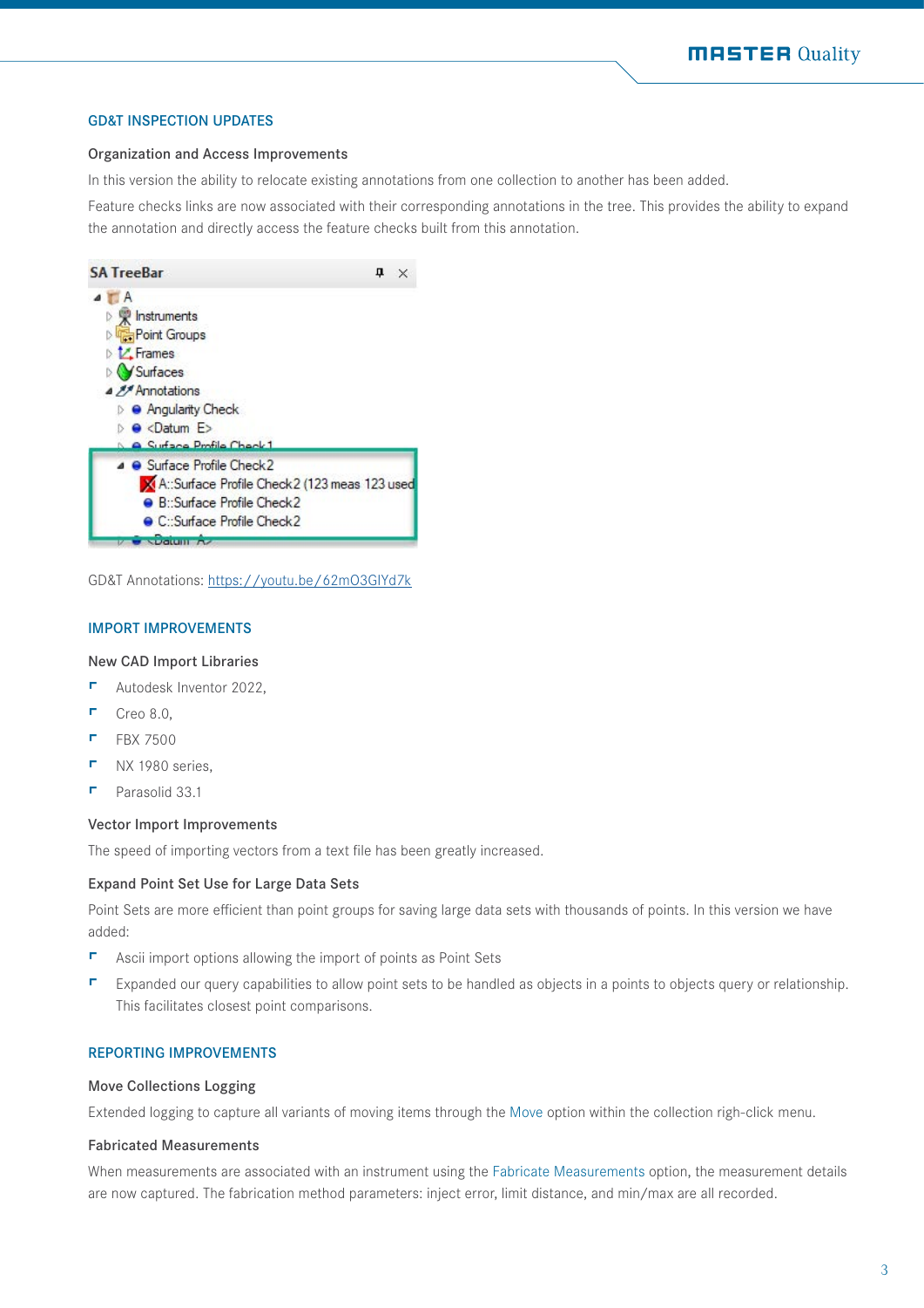## GD&T INSPECTION UPDATES

### Organization and Access Improvements

In this version the ability to relocate existing annotations from one collection to another has been added.

Feature checks links are now associated with their corresponding annotations in the tree. This provides the ability to expand the annotation and directly access the feature checks built from this annotation.

GD&T Annotations: https://youtu.be/62mO3GIYd7k

## IMPORT IMPROVEMENTS

### New CAD Import Libraries

- Autodesk Inventor 2022,
- Creo 8.0,
- FBX 7500
- NX 1980 series,
- Parasolid 33.1

### Vector Import Improvements

The speed of importing vectors from a text file has been greatly increased.

### Expand Point Set Use for Large Data Sets

Point Sets are more efficient than point groups for saving large data sets with thousands of points. In this version we have added:

- Ascii import options allowing the import of points as Point Sets
- Expanded our query capabilities to allow point sets to be handled as objects in a points to objects query or relationship. This facilitates closest point comparisons.

## REPORTING IMPROVEMENTS

### Move Collections Logging

Extended logging to capture all variants of moving items through the Move option within the collection righ-click menu.

### Fabricated Measurements

When measurements are associated with an instrument using the Fabricate Measurements option, the measurement details are now captured. The fabrication method parameters: inject error, limit distance, and min/max are all recorded.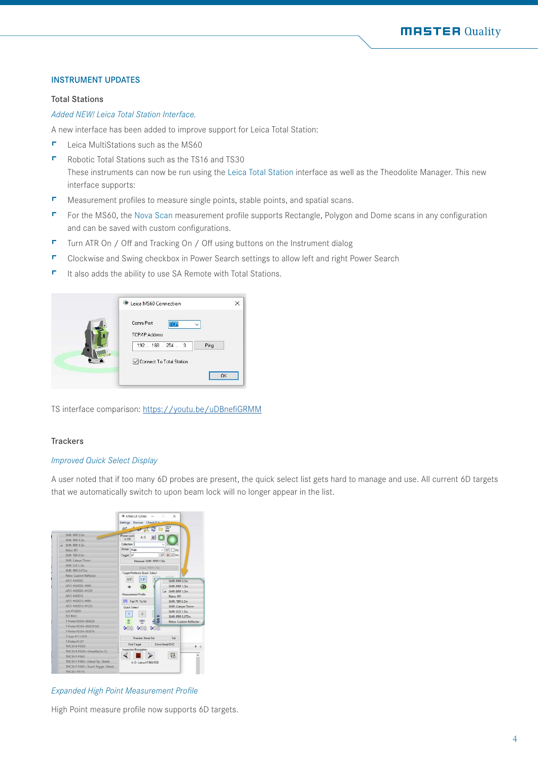## INSTRUMENT UPDATES

### Total Stations

*Added NEW! Leica Total Station Interface.*

A new interface has been added to improve support for Leica Total Station:

- Leica MultiStations such as the MS60
- Robotic Total Stations such as the TS16 and TS30
  These instruments can now be run using the Leica Total Station interface as well as the Theodolite Manager. This new interface supports:
- Measurement profiles to measure single points, stable points, and spatial scans.
- For the MS60, the Nova Scan measurement profile supports Rectangle, Polygon and Dome scans in any configuration and can be saved with custom configurations.
- Turn ATR On / Off and Tracking On / Off using buttons on the Instrument dialog
- Clockwise and Swing checkbox in Power Search settings to allow left and right Power Search
- It also adds the ability to use SA Remote with Total Stations.

TS interface comparison: https://youtu.be/uDBnefiGRMM

### Trackers

*Improved Quick Select Display*

A user noted that if too many 6D probes are present, the quick select list gets hard to manage and use. All current 6D targets that we automatically switch to upon beam lock will no longer appear in the list.

*Expanded High Point Measurement Profile*

High Point measure profile now supports 6D targets.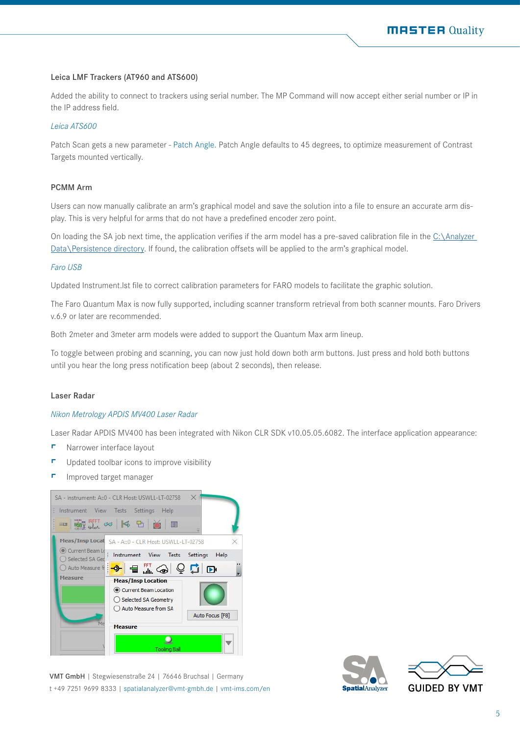### Leica LMF Trackers (AT960 and ATS600)

Added the ability to connect to trackers using serial number. The MP Command will now accept either serial number or IP in the IP address field.

*Leica ATS600*

Patch Scan gets a new parameter - Patch Angle. Patch Angle defaults to 45 degrees, to optimize measurement of Contrast Targets mounted vertically.

### PCMM Arm

Users can now manually calibrate an arm's graphical model and save the solution into a file to ensure an accurate arm display. This is very helpful for arms that do not have a predefined encoder zero point.

On loading the SA job next time, the application verifies if the arm model has a pre-saved calibration file in the C:\Analyzer Data\Persistence directory. If found, the calibration offsets will be applied to the arm's graphical model.

*Faro USB*

Updated Instrument.lst file to correct calibration parameters for FARO models to facilitate the graphic solution.

The Faro Quantum Max is now fully supported, including scanner transform retrieval from both scanner mounts. Faro Drivers v.6.9 or later are recommended.

Both 2meter and 3meter arm models were added to support the Quantum Max arm lineup.

To toggle between probing and scanning, you can now just hold down both arm buttons. Just press and hold both buttons until you hear the long press notification beep (about 2 seconds), then release.

### Laser Radar

*Nikon Metrology APDIS MV400 Laser Radar*

Laser Radar APDIS MV400 has been integrated with Nikon CLR SDK v10.05.05.6082. The interface application appearance:

- Narrower interface layout
- Updated toolbar icons to improve visibility
- Improved target manager

VMT GmbH | Stegwiesenstraße 24 | 76646 Bruchsal | Germany
t +49 7251 9699 8333 | spatialanalyzer@vmt-gmbh.de | vmt-ims.com/en